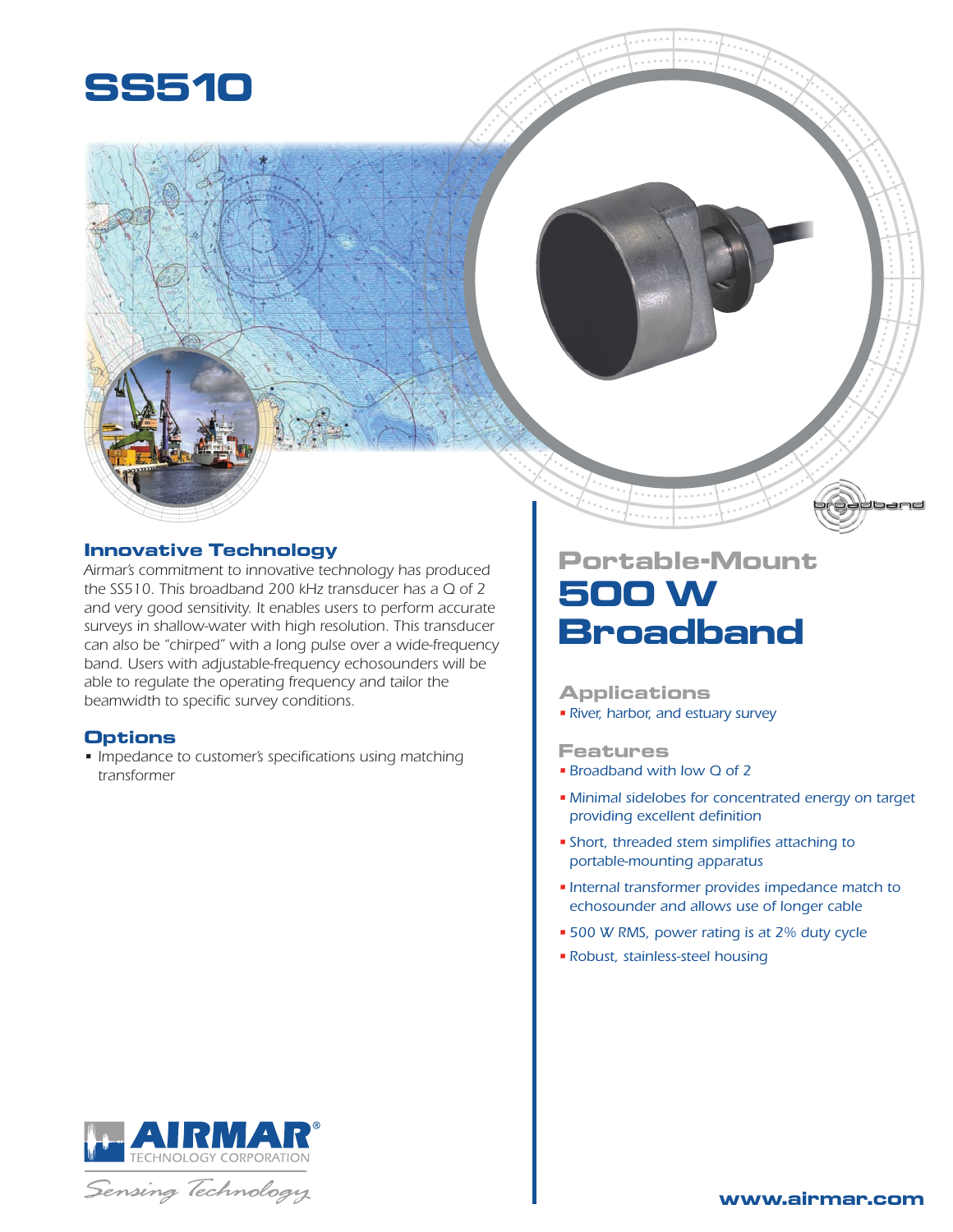# SS510

## Innovative Technology

*Airmar's commitment to innovative technology has produced the SS510. This broadband 200 kHz transducer has a Q of 2 and very good sensitivity. It enables users to perform accurate surveys in shallow-water with high resolution. This transducer can also be "chirped" with a long pulse over a wide-frequency band. Users with adjustable-frequency echosounders will be able to regulate the operating frequency and tailor the beamwidth to specific survey conditions.*

## Options

- *Impedance to customer's specifications using matching transformer*

## Portable-Mount

# 500 W Broadband

## Applications

- *River, harbor, and estuary survey*

## Features

- *Broadband with low Q of 2*
- *Minimal sidelobes for concentrated energy on target providing excellent definition*
- *Short, threaded stem simplifies attaching to portable-mounting apparatus*
- *Internal transformer provides impedance match to echosounder and allows use of longer cable*
- *500 W RMS, power rating is at 2% duty cycle*
- *Robust, stainless-steel housing*

AIRMAR® TECHNOLOGY CORPORATION

*Sensing Technology*

**www.airmar.com**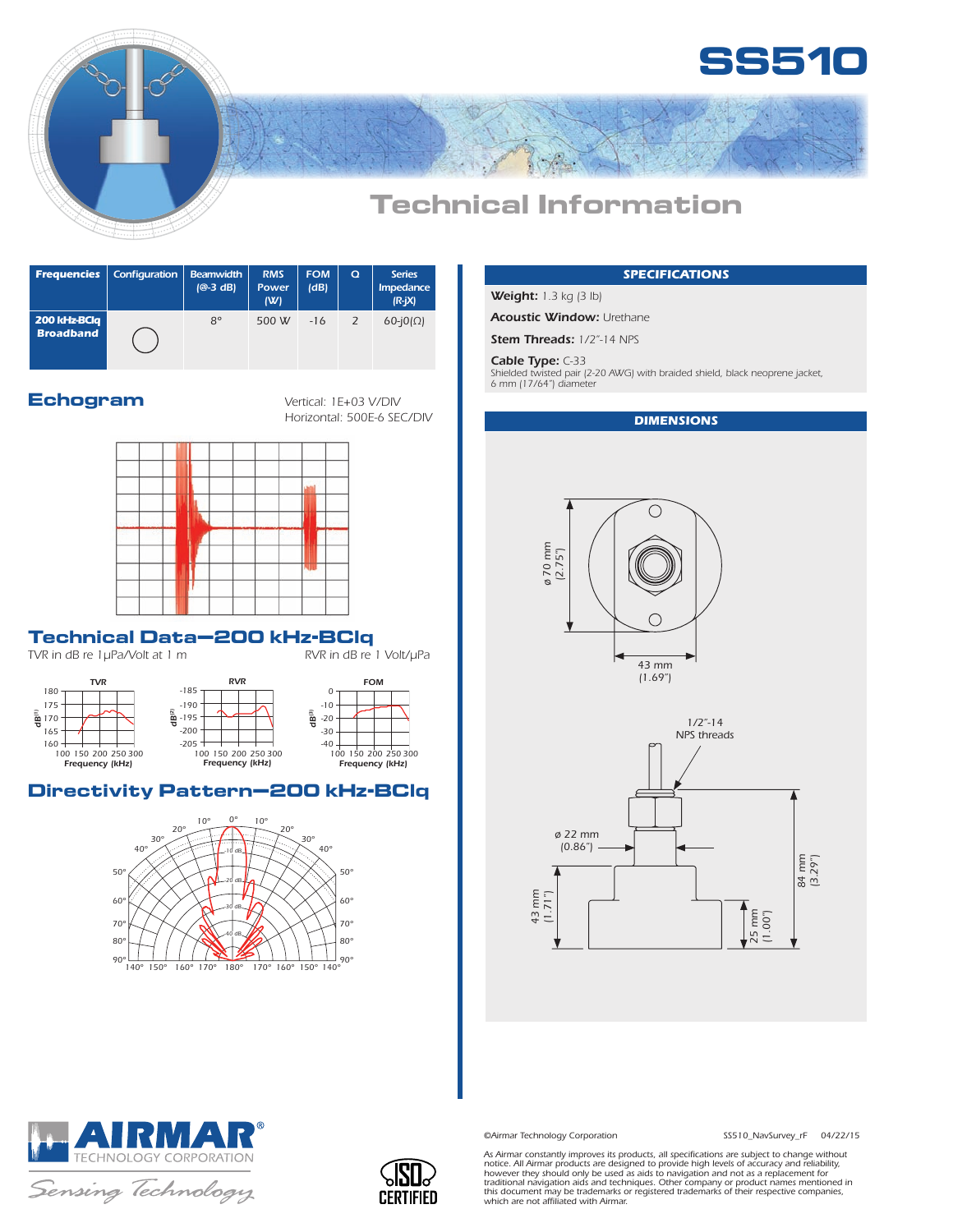# SS510

## Technical Information

| Frequencies | Configuration | Beamwidth (@-3 dB) | RMS Power (W) | FOM (dB) | Q | Series Impedance (R-jX) |
|---|---|---|---|---|---|---|
| **200 kHz-BClq Broadband** | | 8° | 500 W | -16 | 2 | 60-j0(Ω) |

## Echogram

Vertical: 1E+03 V/DIV
Horizontal: 500E-6 SEC/DIV

## Technical Data—200 kHz-BClq

TVR in dB re 1µPa/Volt at 1 m

RVR in dB re 1 Volt/µPa

TVR
180
175
170
165
160
dB(1)
100 150 200 250 300
Frequency (kHz)

RVR
-185
-190
-195
-200
-205
dB(2)
100 150 200 250 300
Frequency (kHz)

FOM
0
-10
-20
-30
-40
dB(3)
100 150 200 250 300
Frequency (kHz)

## Directivity Pattern—200 kHz-BClq

0° 10° 10° 20° 20° 30° 30° 40° 40° 50° 50° 60° 60° 70° 70° 80° 80° 90° 90°
-10 dB -20 dB -30 dB -40 dB
140° 150° 160° 170° 180° 170° 160° 150° 140°

## SPECIFICATIONS

**Weight:** 1.3 kg (3 lb)

**Acoustic Window:** Urethane

**Stem Threads:** 1/2"-14 NPS

**Cable Type:** C-33
Shielded twisted pair (2-20 AWG) with braided shield, black neoprene jacket, 6 mm (17/64") diameter

## DIMENSIONS

ø 70 mm (2.75")

43 mm (1.69")

1/2"-14 NPS threads

ø 22 mm (0.86")

43 mm (1.71")

25 mm (1.00")

84 mm (3.29")

AIRMAR® TECHNOLOGY CORPORATION

Sensing Technology

ISO CERTIFIED

©Airmar Technology Corporation SS510_NavSurvey_rF 04/22/15

As Airmar constantly improves its products, all specifications are subject to change without notice. All Airmar products are designed to provide high levels of accuracy and reliability, however they should only be used as aids to navigation and not as a replacement for traditional navigation aids and techniques. Other company or product names mentioned in this document may be trademarks or registered trademarks of their respective companies, which are not affiliated with Airmar.